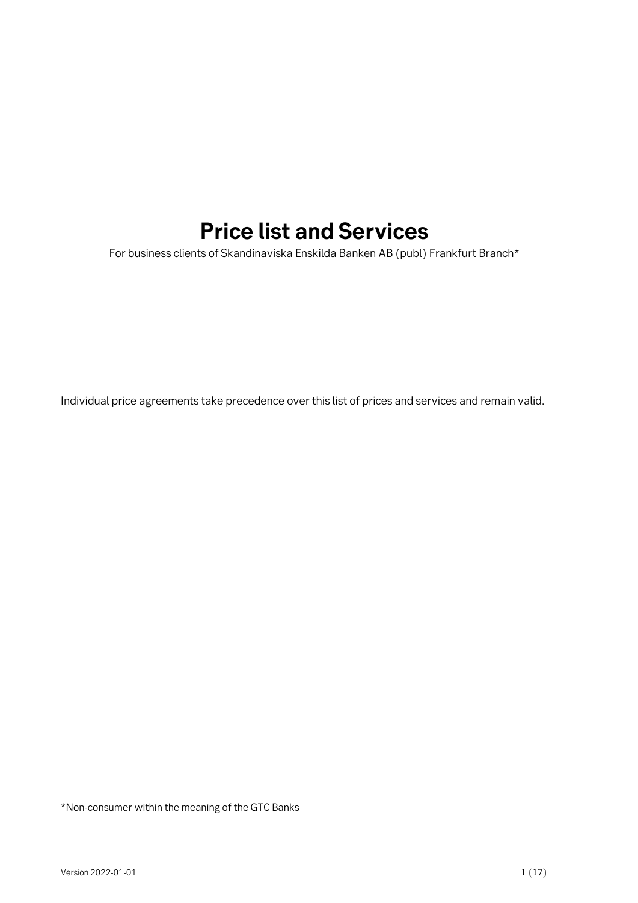# Price list and Services

For business clients of Skandinaviska Enskilda Banken AB (publ) Frankfurt Branch*

Individual price agreements take precedence over this list of prices and services and remain valid.

*Non-consumer within the meaning of the GTC Banks

Version 2022-01-01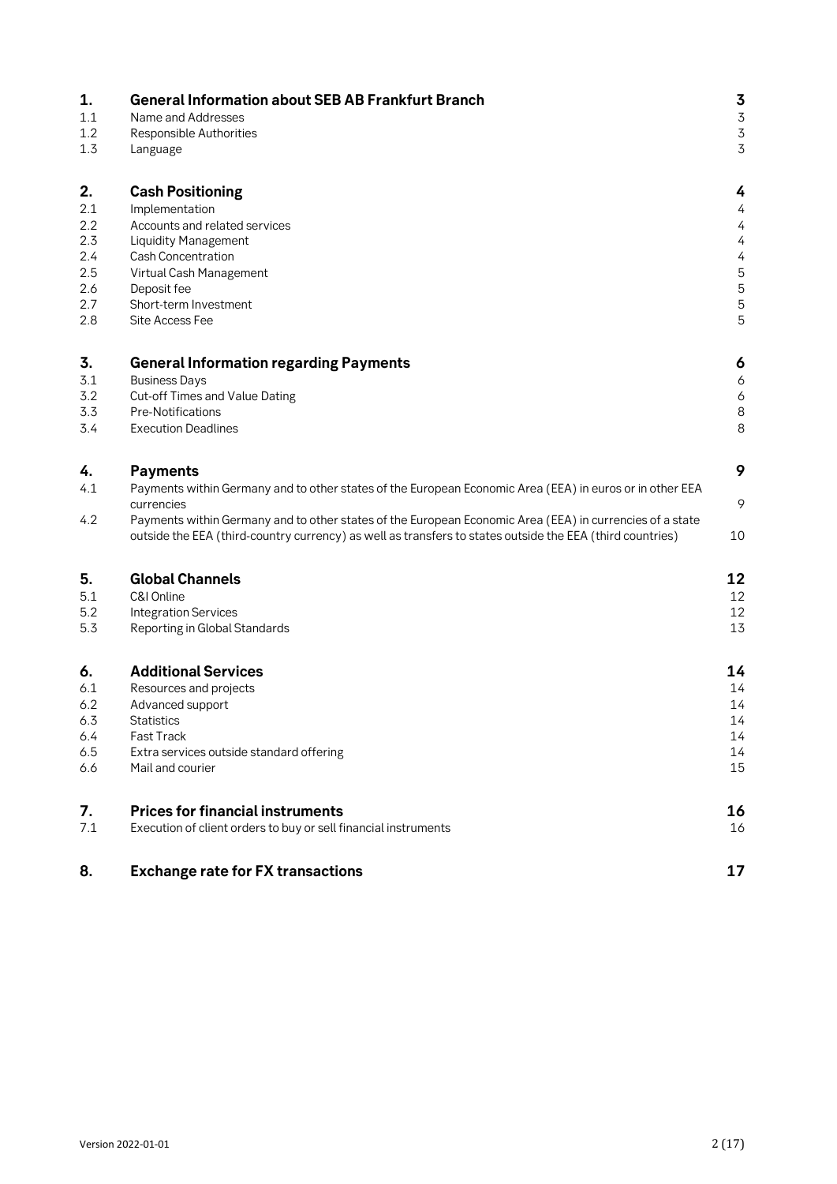| | | |
|---|---|---|
| **1.** | **General Information about SEB AB Frankfurt Branch** | **3** |
| 1.1 | Name and Addresses | 3 |
| 1.2 | Responsible Authorities | 3 |
| 1.3 | Language | 3 |
| **2.** | **Cash Positioning** | **4** |
| 2.1 | Implementation | 4 |
| 2.2 | Accounts and related services | 4 |
| 2.3 | Liquidity Management | 4 |
| 2.4 | Cash Concentration | 4 |
| 2.5 | Virtual Cash Management | 5 |
| 2.6 | Deposit fee | 5 |
| 2.7 | Short-term Investment | 5 |
| 2.8 | Site Access Fee | 5 |
| **3.** | **General Information regarding Payments** | **6** |
| 3.1 | Business Days | 6 |
| 3.2 | Cut-off Times and Value Dating | 6 |
| 3.3 | Pre-Notifications | 8 |
| 3.4 | Execution Deadlines | 8 |
| **4.** | **Payments** | **9** |
| 4.1 | Payments within Germany and to other states of the European Economic Area (EEA) in euros or in other EEA currencies | 9 |
| 4.2 | Payments within Germany and to other states of the European Economic Area (EEA) in currencies of a state outside the EEA (third-country currency) as well as transfers to states outside the EEA (third countries) | 10 |
| **5.** | **Global Channels** | **12** |
| 5.1 | C&I Online | 12 |
| 5.2 | Integration Services | 12 |
| 5.3 | Reporting in Global Standards | 13 |
| **6.** | **Additional Services** | **14** |
| 6.1 | Resources and projects | 14 |
| 6.2 | Advanced support | 14 |
| 6.3 | Statistics | 14 |
| 6.4 | Fast Track | 14 |
| 6.5 | Extra services outside standard offering | 14 |
| 6.6 | Mail and courier | 15 |
| **7.** | **Prices for financial instruments** | **16** |
| 7.1 | Execution of client orders to buy or sell financial instruments | 16 |
| **8.** | **Exchange rate for FX transactions** | **17** |

Version 2022-01-01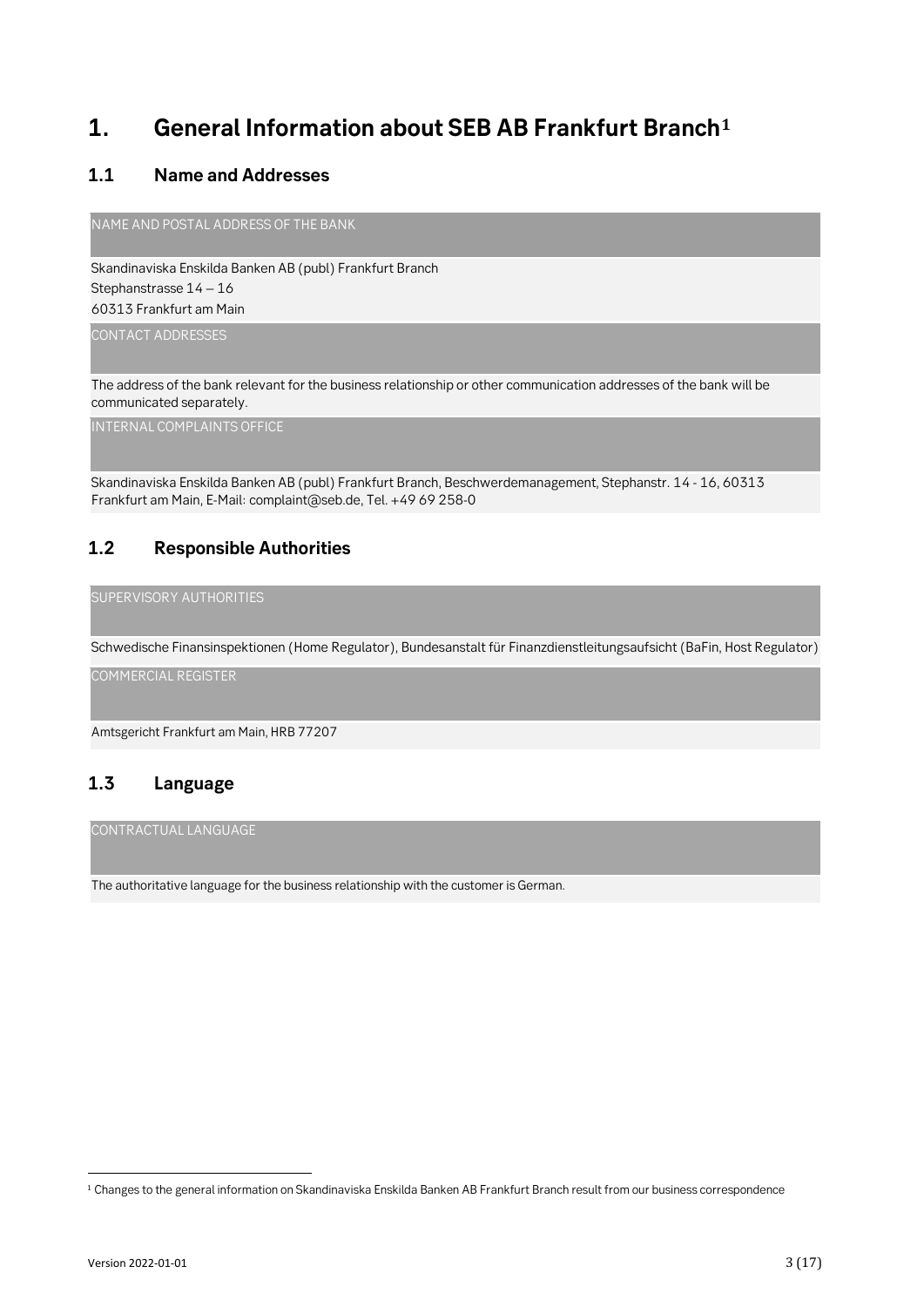# 1. General Information about SEB AB Frankfurt Branch[1]

## 1.1 Name and Addresses

| NAME AND POSTAL ADDRESS OF THE BANK |
| --- |
| Skandinaviska Enskilda Banken AB (publ) Frankfurt Branch<br>Stephanstrasse 14 – 16<br>60313 Frankfurt am Main |
| **CONTACT ADDRESSES** |
| The address of the bank relevant for the business relationship or other communication addresses of the bank will be communicated separately. |
| **INTERNAL COMPLAINTS OFFICE** |
| Skandinaviska Enskilda Banken AB (publ) Frankfurt Branch, Beschwerdemanagement, Stephanstr. 14 - 16, 60313 Frankfurt am Main, E-Mail: complaint@seb.de, Tel. +49 69 258-0 |

## 1.2 Responsible Authorities

| SUPERVISORY AUTHORITIES |
| --- |
| Schwedische Finansinspektionen (Home Regulator), Bundesanstalt für Finanzdienstleitungsaufsicht (BaFin, Host Regulator) |
| **COMMERCIAL REGISTER** |
| Amtsgericht Frankfurt am Main, HRB 77207 |

## 1.3 Language

| CONTRACTUAL LANGUAGE |
| --- |
| The authoritative language for the business relationship with the customer is German. |

[1] Changes to the general information on Skandinaviska Enskilda Banken AB Frankfurt Branch result from our business correspondence

Version 2022-01-01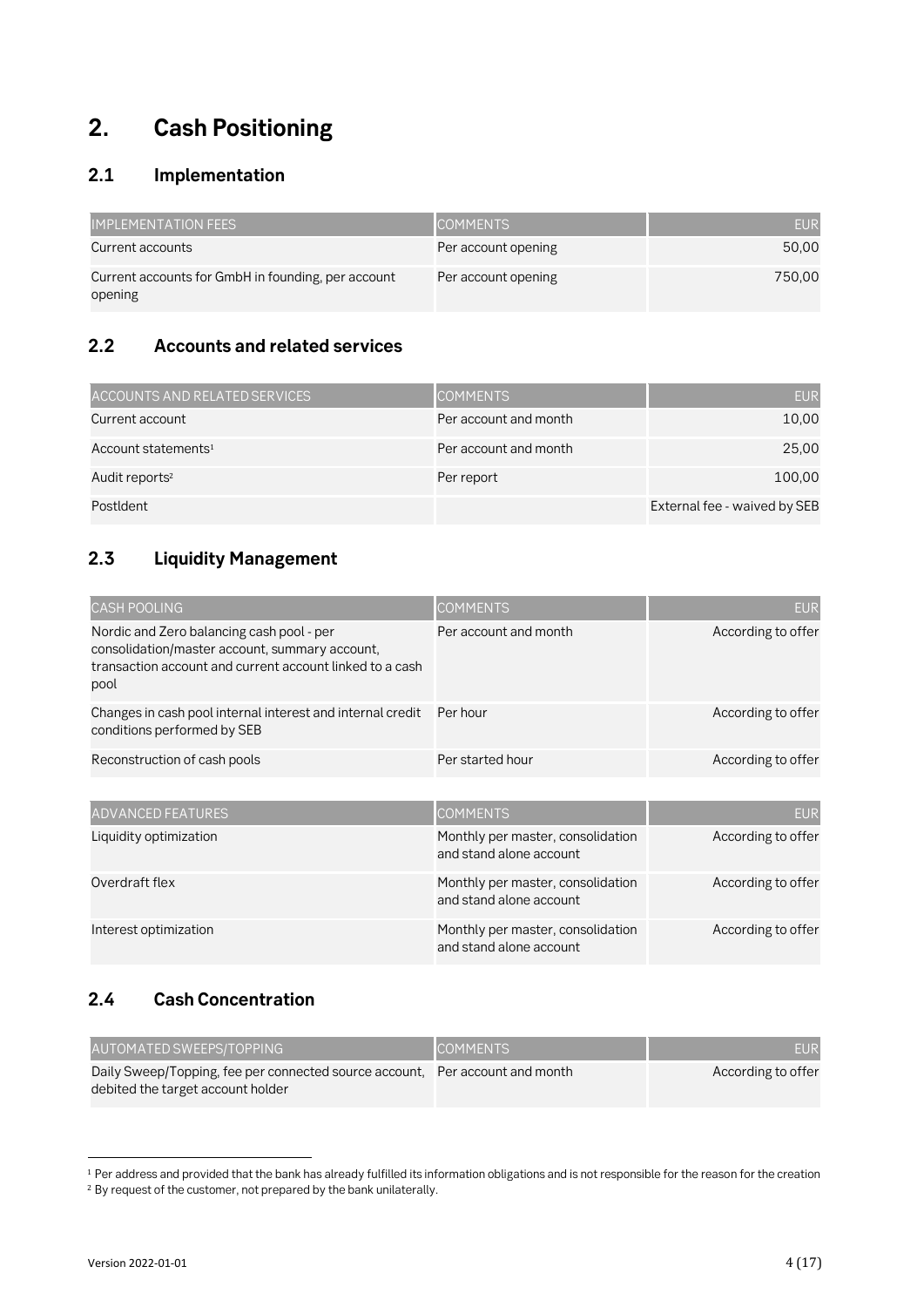# 2. Cash Positioning

## 2.1 Implementation

| IMPLEMENTATION FEES | COMMENTS | EUR |
|---|---|---|
| Current accounts | Per account opening | 50,00 |
| Current accounts for GmbH in founding, per account opening | Per account opening | 750,00 |

## 2.2 Accounts and related services

| ACCOUNTS AND RELATED SERVICES | COMMENTS | EUR |
|---|---|---|
| Current account | Per account and month | 10,00 |
| Account statements[1] | Per account and month | 25,00 |
| Audit reports[2] | Per report | 100,00 |
| PostIdent | | External fee - waived by SEB |

## 2.3 Liquidity Management

| CASH POOLING | COMMENTS | EUR |
|---|---|---|
| Nordic and Zero balancing cash pool - per consolidation/master account, summary account, transaction account and current account linked to a cash pool | Per account and month | According to offer |
| Changes in cash pool internal interest and internal credit conditions performed by SEB | Per hour | According to offer |
| Reconstruction of cash pools | Per started hour | According to offer |

| ADVANCED FEATURES | COMMENTS | EUR |
|---|---|---|
| Liquidity optimization | Monthly per master, consolidation and stand alone account | According to offer |
| Overdraft flex | Monthly per master, consolidation and stand alone account | According to offer |
| Interest optimization | Monthly per master, consolidation and stand alone account | According to offer |

## 2.4 Cash Concentration

| AUTOMATED SWEEPS/TOPPING | COMMENTS | EUR |
|---|---|---|
| Daily Sweep/Topping, fee per connected source account, debited the target account holder | Per account and month | According to offer |

[1] Per address and provided that the bank has already fulfilled its information obligations and is not responsible for the reason for the creation

[2] By request of the customer, not prepared by the bank unilaterally.

Version 2022-01-01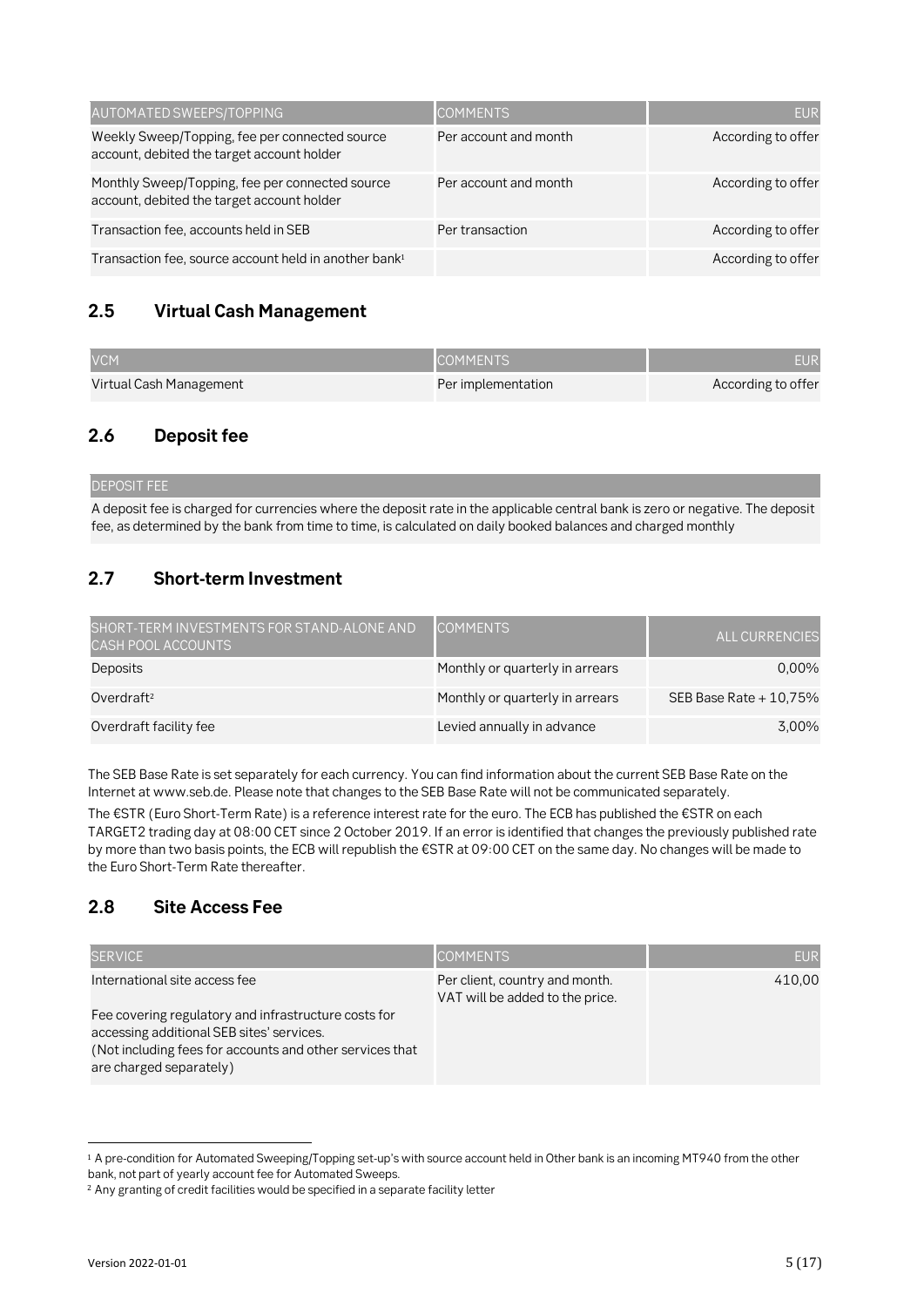| AUTOMATED SWEEPS/TOPPING | COMMENTS | EUR |
|---|---|---|
| Weekly Sweep/Topping, fee per connected source account, debited the target account holder | Per account and month | According to offer |
| Monthly Sweep/Topping, fee per connected source account, debited the target account holder | Per account and month | According to offer |
| Transaction fee, accounts held in SEB | Per transaction | According to offer |
| Transaction fee, source account held in another bank[1] | | According to offer |

## 2.5 Virtual Cash Management

| VCM | COMMENTS | EUR |
|---|---|---|
| Virtual Cash Management | Per implementation | According to offer |

## 2.6 Deposit fee

| DEPOSIT FEE |
|---|
| A deposit fee is charged for currencies where the deposit rate in the applicable central bank is zero or negative. The deposit fee, as determined by the bank from time to time, is calculated on daily booked balances and charged monthly |

## 2.7 Short-term Investment

| SHORT-TERM INVESTMENTS FOR STAND-ALONE AND CASH POOL ACCOUNTS | COMMENTS | ALL CURRENCIES |
|---|---|---|
| Deposits | Monthly or quarterly in arrears | 0,00% |
| Overdraft[2] | Monthly or quarterly in arrears | SEB Base Rate + 10,75% |
| Overdraft facility fee | Levied annually in advance | 3,00% |

The SEB Base Rate is set separately for each currency. You can find information about the current SEB Base Rate on the Internet at www.seb.de. Please note that changes to the SEB Base Rate will not be communicated separately.

The €STR (Euro Short-Term Rate) is a reference interest rate for the euro. The ECB has published the €STR on each TARGET2 trading day at 08:00 CET since 2 October 2019. If an error is identified that changes the previously published rate by more than two basis points, the ECB will republish the €STR at 09:00 CET on the same day. No changes will be made to the Euro Short-Term Rate thereafter.

## 2.8 Site Access Fee

| SERVICE | COMMENTS | EUR |
|---|---|---|
| International site access fee<br><br>Fee covering regulatory and infrastructure costs for accessing additional SEB sites' services.<br>(Not including fees for accounts and other services that are charged separately) | Per client, country and month. VAT will be added to the price. | 410,00 |

[1] A pre-condition for Automated Sweeping/Topping set-up's with source account held in Other bank is an incoming MT940 from the other bank, not part of yearly account fee for Automated Sweeps.

[2] Any granting of credit facilities would be specified in a separate facility letter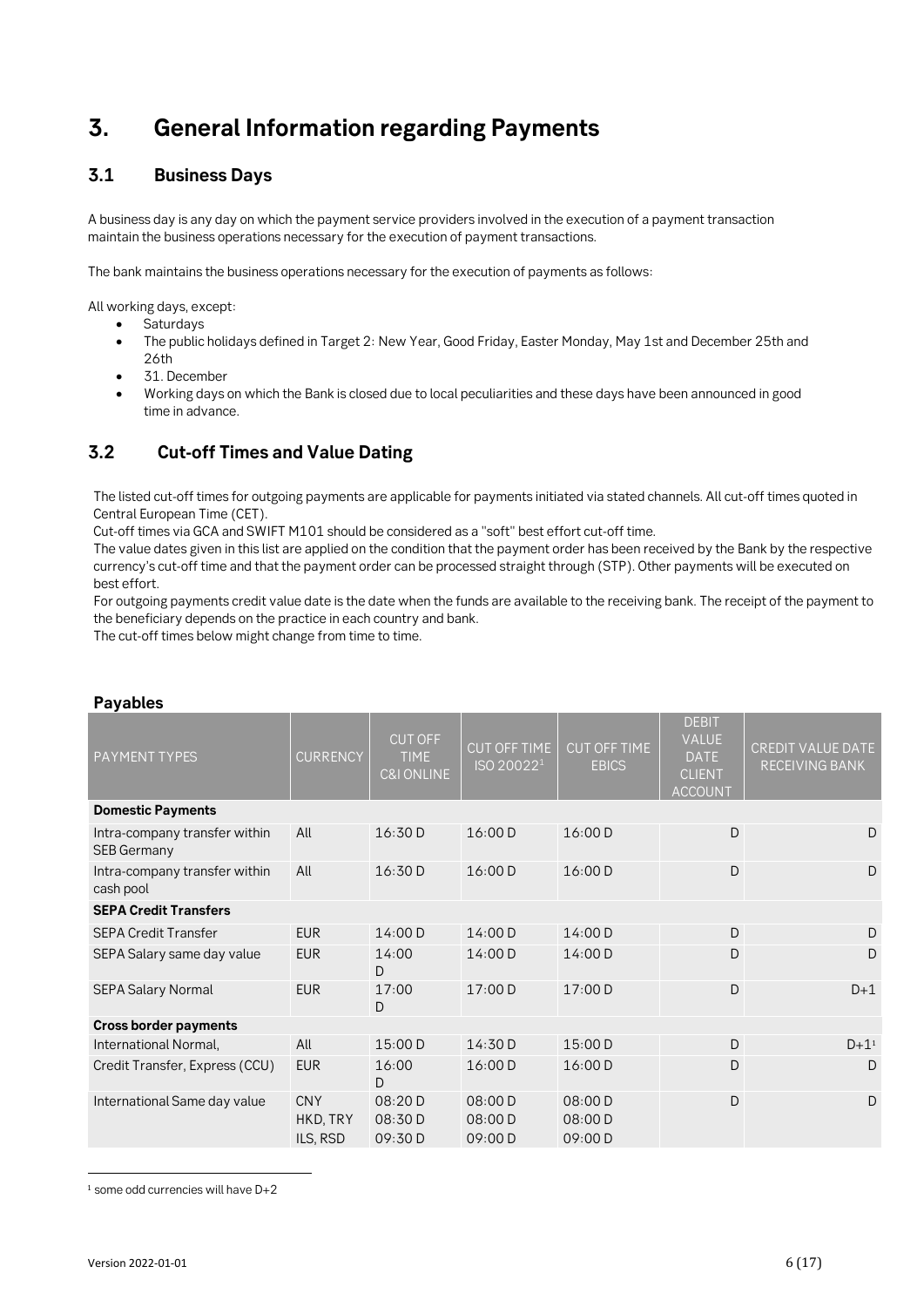# 3. General Information regarding Payments

## 3.1 Business Days

A business day is any day on which the payment service providers involved in the execution of a payment transaction maintain the business operations necessary for the execution of payment transactions.

The bank maintains the business operations necessary for the execution of payments as follows:

All working days, except:

- Saturdays
- The public holidays defined in Target 2: New Year, Good Friday, Easter Monday, May 1st and December 25th and 26th
- 31. December
- Working days on which the Bank is closed due to local peculiarities and these days have been announced in good time in advance.

## 3.2 Cut-off Times and Value Dating

The listed cut-off times for outgoing payments are applicable for payments initiated via stated channels. All cut-off times quoted in Central European Time (CET).

Cut-off times via GCA and SWIFT M101 should be considered as a "soft" best effort cut-off time.

The value dates given in this list are applied on the condition that the payment order has been received by the Bank by the respective currency's cut-off time and that the payment order can be processed straight through (STP). Other payments will be executed on best effort.

For outgoing payments credit value date is the date when the funds are available to the receiving bank. The receipt of the payment to the beneficiary depends on the practice in each country and bank.

The cut-off times below might change from time to time.

### Payables

| PAYMENT TYPES | CURRENCY | CUT OFF TIME C&I ONLINE | CUT OFF TIME ISO 20022[1] | CUT OFF TIME EBICS | DEBIT VALUE DATE CLIENT ACCOUNT | CREDIT VALUE DATE RECEIVING BANK |
|---|---|---|---|---|---|---|
| **Domestic Payments** | | | | | | |
| Intra-company transfer within SEB Germany | All | 16:30 D | 16:00 D | 16:00 D | D | D |
| Intra-company transfer within cash pool | All | 16:30 D | 16:00 D | 16:00 D | D | D |
| **SEPA Credit Transfers** | | | | | | |
| SEPA Credit Transfer | EUR | 14:00 D | 14:00 D | 14:00 D | D | D |
| SEPA Salary same day value | EUR | 14:00 D | 14:00 D | 14:00 D | D | D |
| SEPA Salary Normal | EUR | 17:00 D | 17:00 D | 17:00 D | D | D+1 |
| **Cross border payments** | | | | | | |
| International Normal, | All | 15:00 D | 14:30 D | 15:00 D | D | D+1[1] |
| Credit Transfer, Express (CCU) | EUR | 16:00 D | 16:00 D | 16:00 D | D | D |
| International Same day value | CNY<br>HKD, TRY<br>ILS, RSD | 08:20 D<br>08:30 D<br>09:30 D | 08:00 D<br>08:00 D<br>09:00 D | 08:00 D<br>08:00 D<br>09:00 D | D | D |

[1] some odd currencies will have D+2

Version 2022-01-01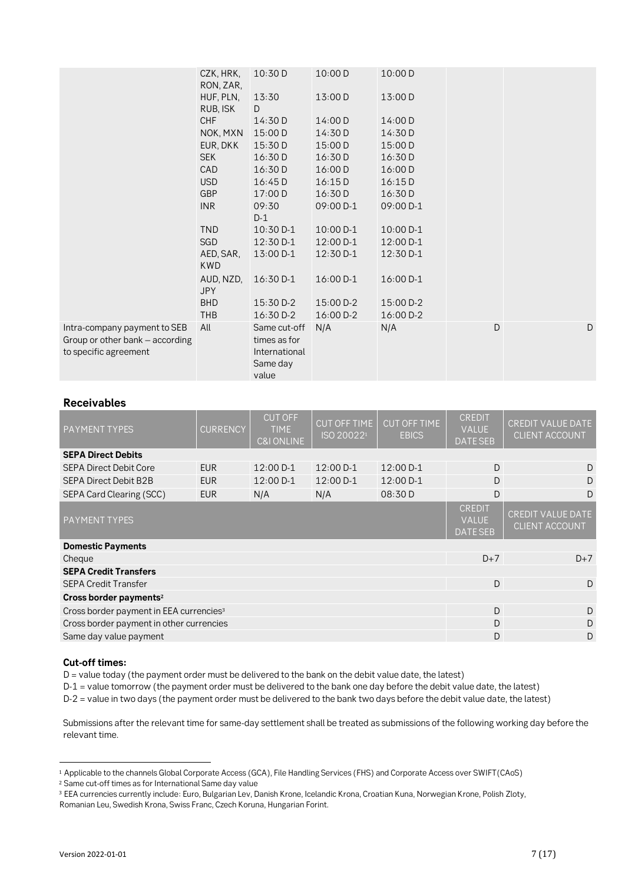| | | | | | | |
|---|---|---|---|---|---|---|
| | CZK, HRK, RON, ZAR, | 10:30 D | 10:00 D | 10:00 D | | |
| | HUF, PLN, RUB, ISK | 13:30 D | 13:00 D | 13:00 D | | |
| | CHF | 14:30 D | 14:00 D | 14:00 D | | |
| | NOK, MXN | 15:00 D | 14:30 D | 14:30 D | | |
| | EUR, DKK | 15:30 D | 15:00 D | 15:00 D | | |
| | SEK | 16:30 D | 16:30 D | 16:30 D | | |
| | CAD | 16:30 D | 16:00 D | 16:00 D | | |
| | USD | 16:45 D | 16:15 D | 16:15 D | | |
| | GBP | 17:00 D | 16:30 D | 16:30 D | | |
| | INR | 09:30 D-1 | 09:00 D-1 | 09:00 D-1 | | |
| | TND | 10:30 D-1 | 10:00 D-1 | 10:00 D-1 | | |
| | SGD | 12:30 D-1 | 12:00 D-1 | 12:00 D-1 | | |
| | AED, SAR, KWD | 13:00 D-1 | 12:30 D-1 | 12:30 D-1 | | |
| | AUD, NZD, JPY | 16:30 D-1 | 16:00 D-1 | 16:00 D-1 | | |
| | BHD | 15:30 D-2 | 15:00 D-2 | 15:00 D-2 | | |
| | THB | 16:30 D-2 | 16:00 D-2 | 16:00 D-2 | | |
| Intra-company payment to SEB Group or other bank – according to specific agreement | All | Same cut-off times as for International Same day value | N/A | N/A | D | D |

## Receivables

| PAYMENT TYPES | CURRENCY | CUT OFF TIME C&I ONLINE | CUT OFF TIME ISO 20022[1] | CUT OFF TIME EBICS | CREDIT VALUE DATE SEB | CREDIT VALUE DATE CLIENT ACCOUNT |
|---|---|---|---|---|---|---|
| **SEPA Direct Debits** | | | | | | |
| SEPA Direct Debit Core | EUR | 12:00 D-1 | 12:00 D-1 | 12:00 D-1 | D | D |
| SEPA Direct Debit B2B | EUR | 12:00 D-1 | 12:00 D-1 | 12:00 D-1 | D | D |
| SEPA Card Clearing (SCC) | EUR | N/A | N/A | 08:30 D | D | D |

| PAYMENT TYPES | CREDIT VALUE DATE SEB | CREDIT VALUE DATE CLIENT ACCOUNT |
|---|---|---|
| **Domestic Payments** | | |
| Cheque | D+7 | D+7 |
| **SEPA Credit Transfers** | | |
| SEPA Credit Transfer | D | D |
| **Cross border payments[2]** | | |
| Cross border payment in EEA currencies[3] | D | D |
| Cross border payment in other currencies | D | D |
| Same day value payment | D | D |

**Cut-off times:**

D = value today (the payment order must be delivered to the bank on the debit value date, the latest)

D-1 = value tomorrow (the payment order must be delivered to the bank one day before the debit value date, the latest)

D-2 = value in two days (the payment order must be delivered to the bank two days before the debit value date, the latest)

Submissions after the relevant time for same-day settlement shall be treated as submissions of the following working day before the relevant time.

---

[1] Applicable to the channels Global Corporate Access (GCA), File Handling Services (FHS) and Corporate Access over SWIFT(CAoS)

[2] Same cut-off times as for International Same day value

[3] EEA currencies currently include: Euro, Bulgarian Lev, Danish Krone, Icelandic Krona, Croatian Kuna, Norwegian Krone, Polish Zloty, Romanian Leu, Swedish Krona, Swiss Franc, Czech Koruna, Hungarian Forint.

Version 2022-01-01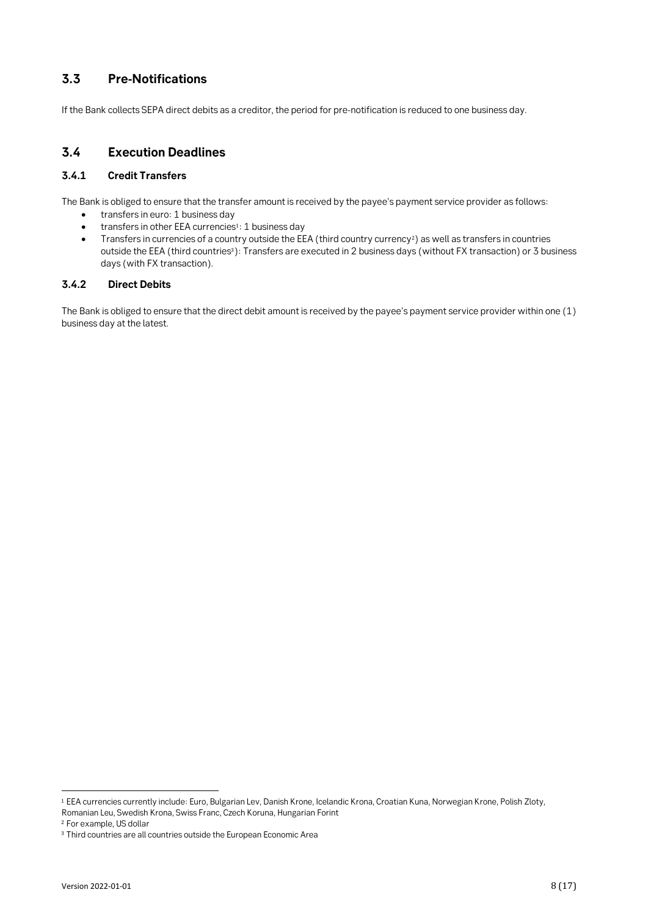## 3.3 Pre-Notifications

If the Bank collects SEPA direct debits as a creditor, the period for pre-notification is reduced to one business day.

## 3.4 Execution Deadlines

### 3.4.1 Credit Transfers

The Bank is obliged to ensure that the transfer amount is received by the payee's payment service provider as follows:

- transfers in euro: 1 business day
- transfers in other EEA currencies[1]: 1 business day
- Transfers in currencies of a country outside the EEA (third country currency[2]) as well as transfers in countries outside the EEA (third countries[3]): Transfers are executed in 2 business days (without FX transaction) or 3 business days (with FX transaction).

### 3.4.2 Direct Debits

The Bank is obliged to ensure that the direct debit amount is received by the payee's payment service provider within one (1) business day at the latest.

---

[1] EEA currencies currently include: Euro, Bulgarian Lev, Danish Krone, Icelandic Krona, Croatian Kuna, Norwegian Krone, Polish Zloty, Romanian Leu, Swedish Krona, Swiss Franc, Czech Koruna, Hungarian Forint

[2] For example, US dollar

[3] Third countries are all countries outside the European Economic Area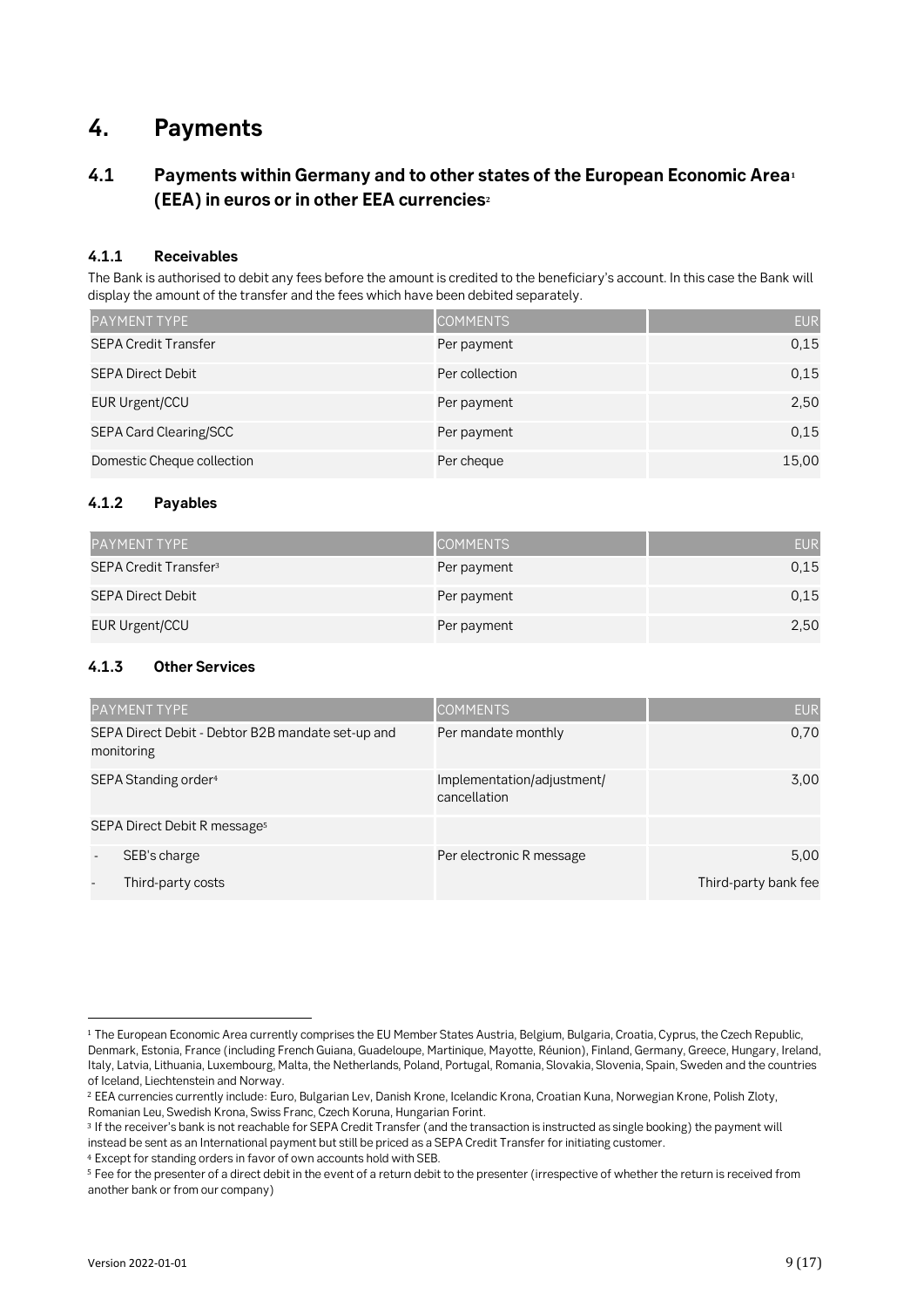# 4. Payments

## 4.1 Payments within Germany and to other states of the European Economic Area[1] (EEA) in euros or in other EEA currencies[2]

### 4.1.1 Receivables

The Bank is authorised to debit any fees before the amount is credited to the beneficiary's account. In this case the Bank will display the amount of the transfer and the fees which have been debited separately.

| PAYMENT TYPE | COMMENTS | EUR |
|---|---|---|
| SEPA Credit Transfer | Per payment | 0,15 |
| SEPA Direct Debit | Per collection | 0,15 |
| EUR Urgent/CCU | Per payment | 2,50 |
| SEPA Card Clearing/SCC | Per payment | 0,15 |
| Domestic Cheque collection | Per cheque | 15,00 |

### 4.1.2 Payables

| PAYMENT TYPE | COMMENTS | EUR |
|---|---|---|
| SEPA Credit Transfer[3] | Per payment | 0,15 |
| SEPA Direct Debit | Per payment | 0,15 |
| EUR Urgent/CCU | Per payment | 2,50 |

### 4.1.3 Other Services

| PAYMENT TYPE | COMMENTS | EUR |
|---|---|---|
| SEPA Direct Debit - Debtor B2B mandate set-up and monitoring | Per mandate monthly | 0,70 |
| SEPA Standing order[4] | Implementation/adjustment/ cancellation | 3,00 |
| SEPA Direct Debit R message[5] | | |
| - SEB's charge | Per electronic R message | 5,00 |
| - Third-party costs | | Third-party bank fee |

[1] The European Economic Area currently comprises the EU Member States Austria, Belgium, Bulgaria, Croatia, Cyprus, the Czech Republic, Denmark, Estonia, France (including French Guiana, Guadeloupe, Martinique, Mayotte, Réunion), Finland, Germany, Greece, Hungary, Ireland, Italy, Latvia, Lithuania, Luxembourg, Malta, the Netherlands, Poland, Portugal, Romania, Slovakia, Slovenia, Spain, Sweden and the countries of Iceland, Liechtenstein and Norway.

[2] EEA currencies currently include: Euro, Bulgarian Lev, Danish Krone, Icelandic Krona, Croatian Kuna, Norwegian Krone, Polish Zloty, Romanian Leu, Swedish Krona, Swiss Franc, Czech Koruna, Hungarian Forint.

[3] If the receiver's bank is not reachable for SEPA Credit Transfer (and the transaction is instructed as single booking) the payment will instead be sent as an International payment but still be priced as a SEPA Credit Transfer for initiating customer.

[4] Except for standing orders in favor of own accounts hold with SEB.

[5] Fee for the presenter of a direct debit in the event of a return debit to the presenter (irrespective of whether the return is received from another bank or from our company)

Version 2022-01-01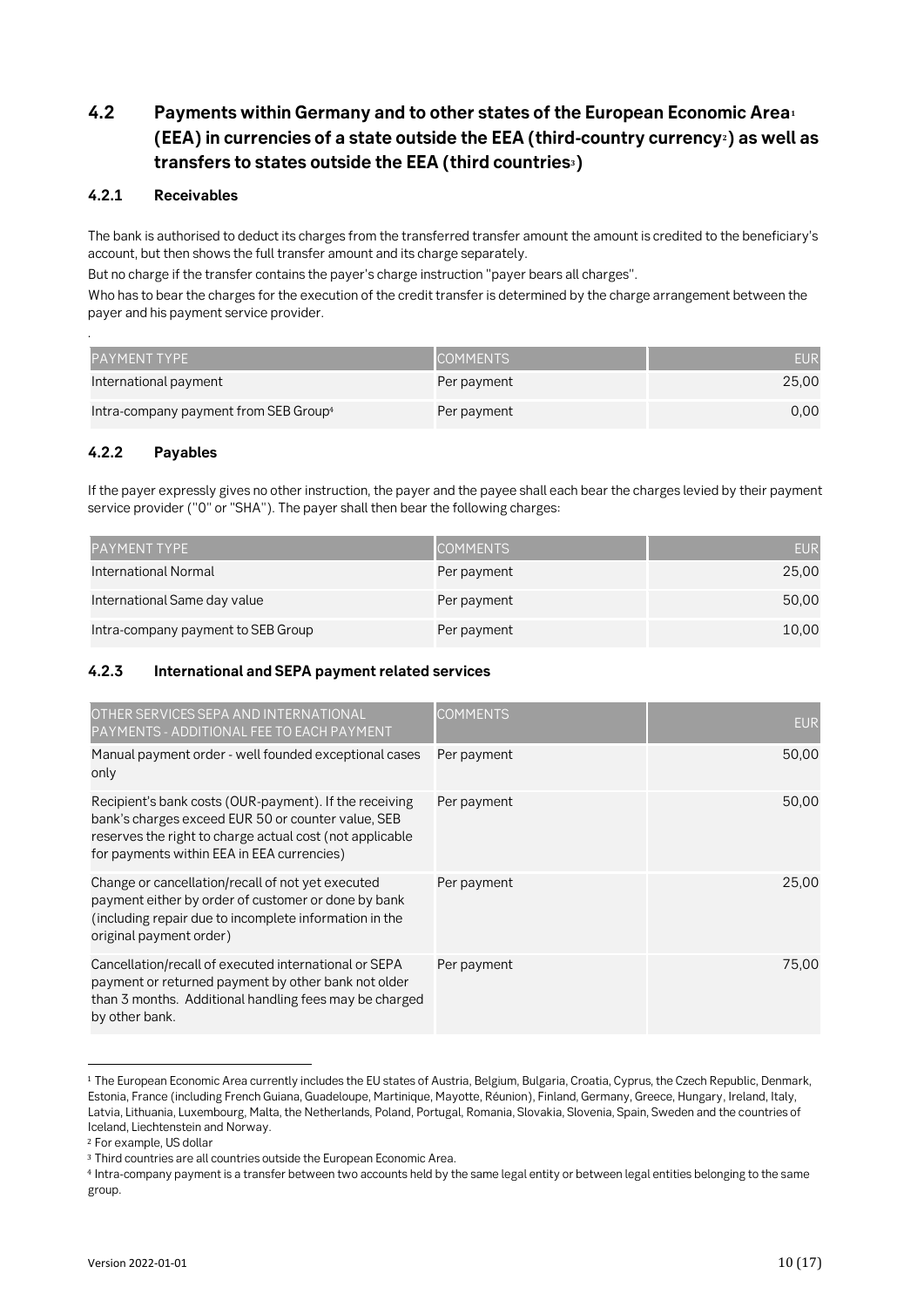## 4.2 Payments within Germany and to other states of the European Economic Area[1] (EEA) in currencies of a state outside the EEA (third-country currency[2]) as well as transfers to states outside the EEA (third countries[3])

### 4.2.1 Receivables

The bank is authorised to deduct its charges from the transferred transfer amount the amount is credited to the beneficiary's account, but then shows the full transfer amount and its charge separately.

But no charge if the transfer contains the payer's charge instruction "payer bears all charges".

Who has to bear the charges for the execution of the credit transfer is determined by the charge arrangement between the payer and his payment service provider.

.

| PAYMENT TYPE | COMMENTS | EUR |
|---|---|---|
| International payment | Per payment | 25,00 |
| Intra-company payment from SEB Group[4] | Per payment | 0,00 |

### 4.2.2 Payables

If the payer expressly gives no other instruction, the payer and the payee shall each bear the charges levied by their payment service provider ("O" or "SHA"). The payer shall then bear the following charges:

| PAYMENT TYPE | COMMENTS | EUR |
|---|---|---|
| International Normal | Per payment | 25,00 |
| International Same day value | Per payment | 50,00 |
| Intra-company payment to SEB Group | Per payment | 10,00 |

### 4.2.3 International and SEPA payment related services

| OTHER SERVICES SEPA AND INTERNATIONAL PAYMENTS - ADDITIONAL FEE TO EACH PAYMENT | COMMENTS | EUR |
|---|---|---|
| Manual payment order - well founded exceptional cases only | Per payment | 50,00 |
| Recipient's bank costs (OUR-payment). If the receiving bank's charges exceed EUR 50 or counter value, SEB reserves the right to charge actual cost (not applicable for payments within EEA in EEA currencies) | Per payment | 50,00 |
| Change or cancellation/recall of not yet executed payment either by order of customer or done by bank (including repair due to incomplete information in the original payment order) | Per payment | 25,00 |
| Cancellation/recall of executed international or SEPA payment or returned payment by other bank not older than 3 months. Additional handling fees may be charged by other bank. | Per payment | 75,00 |

---

[1] The European Economic Area currently includes the EU states of Austria, Belgium, Bulgaria, Croatia, Cyprus, the Czech Republic, Denmark, Estonia, France (including French Guiana, Guadeloupe, Martinique, Mayotte, Réunion), Finland, Germany, Greece, Hungary, Ireland, Italy, Latvia, Lithuania, Luxembourg, Malta, the Netherlands, Poland, Portugal, Romania, Slovakia, Slovenia, Spain, Sweden and the countries of Iceland, Liechtenstein and Norway.

[2] For example, US dollar

[3] Third countries are all countries outside the European Economic Area.

[4] Intra-company payment is a transfer between two accounts held by the same legal entity or between legal entities belonging to the same group.

Version 2022-01-01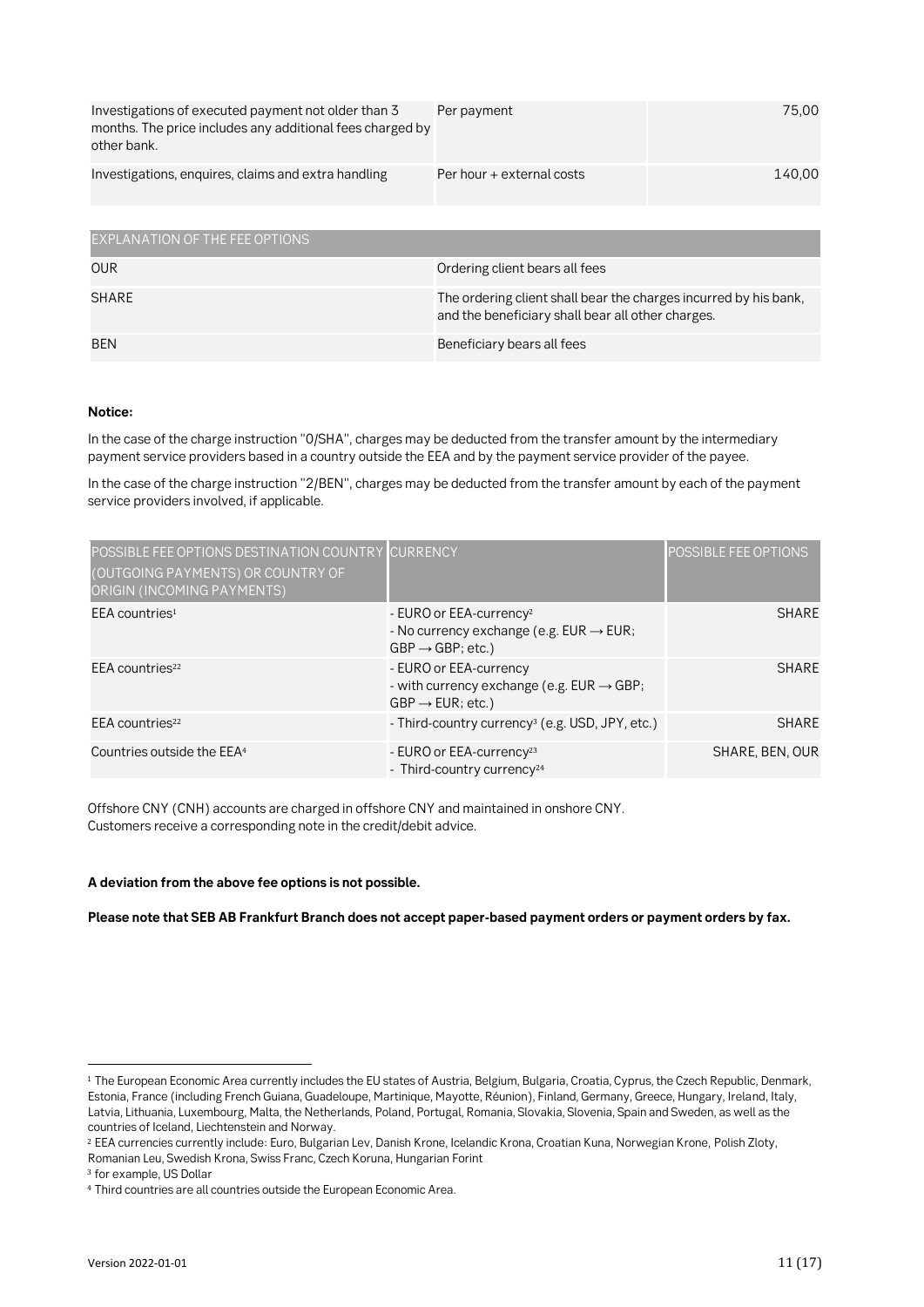| | | |
|---|---|---|
| Investigations of executed payment not older than 3 months. The price includes any additional fees charged by other bank. | Per payment | 75,00 |
| Investigations, enquires, claims and extra handling | Per hour + external costs | 140,00 |

| EXPLANATION OF THE FEE OPTIONS | |
|---|---|
| OUR | Ordering client bears all fees |
| SHARE | The ordering client shall bear the charges incurred by his bank, and the beneficiary shall bear all other charges. |
| BEN | Beneficiary bears all fees |

**Notice:**

In the case of the charge instruction "0/SHA", charges may be deducted from the transfer amount by the intermediary payment service providers based in a country outside the EEA and by the payment service provider of the payee.

In the case of the charge instruction "2/BEN", charges may be deducted from the transfer amount by each of the payment service providers involved, if applicable.

| POSSIBLE FEE OPTIONS DESTINATION COUNTRY (OUTGOING PAYMENTS) OR COUNTRY OF ORIGIN (INCOMING PAYMENTS) | CURRENCY | POSSIBLE FEE OPTIONS |
|---|---|---|
| EEA countries[1] | - EURO or EEA-currency[2]<br>- No currency exchange (e.g. EUR → EUR; GBP → GBP; etc.) | SHARE |
| EEA countries[22] | - EURO or EEA-currency<br>- with currency exchange (e.g. EUR → GBP; GBP → EUR; etc.) | SHARE |
| EEA countries[22] | - Third-country currency[3] (e.g. USD, JPY, etc.) | SHARE |
| Countries outside the EEA[4] | - EURO or EEA-currency[23]<br>- Third-country currency[24] | SHARE, BEN, OUR |

Offshore CNY (CNH) accounts are charged in offshore CNY and maintained in onshore CNY.
Customers receive a corresponding note in the credit/debit advice.

**A deviation from the above fee options is not possible.**

**Please note that SEB AB Frankfurt Branch does not accept paper-based payment orders or payment orders by fax.**

[1] The European Economic Area currently includes the EU states of Austria, Belgium, Bulgaria, Croatia, Cyprus, the Czech Republic, Denmark, Estonia, France (including French Guiana, Guadeloupe, Martinique, Mayotte, Réunion), Finland, Germany, Greece, Hungary, Ireland, Italy, Latvia, Lithuania, Luxembourg, Malta, the Netherlands, Poland, Portugal, Romania, Slovakia, Slovenia, Spain and Sweden, as well as the countries of Iceland, Liechtenstein and Norway.

[2] EEA currencies currently include: Euro, Bulgarian Lev, Danish Krone, Icelandic Krona, Croatian Kuna, Norwegian Krone, Polish Zloty, Romanian Leu, Swedish Krona, Swiss Franc, Czech Koruna, Hungarian Forint

[3] for example, US Dollar

[4] Third countries are all countries outside the European Economic Area.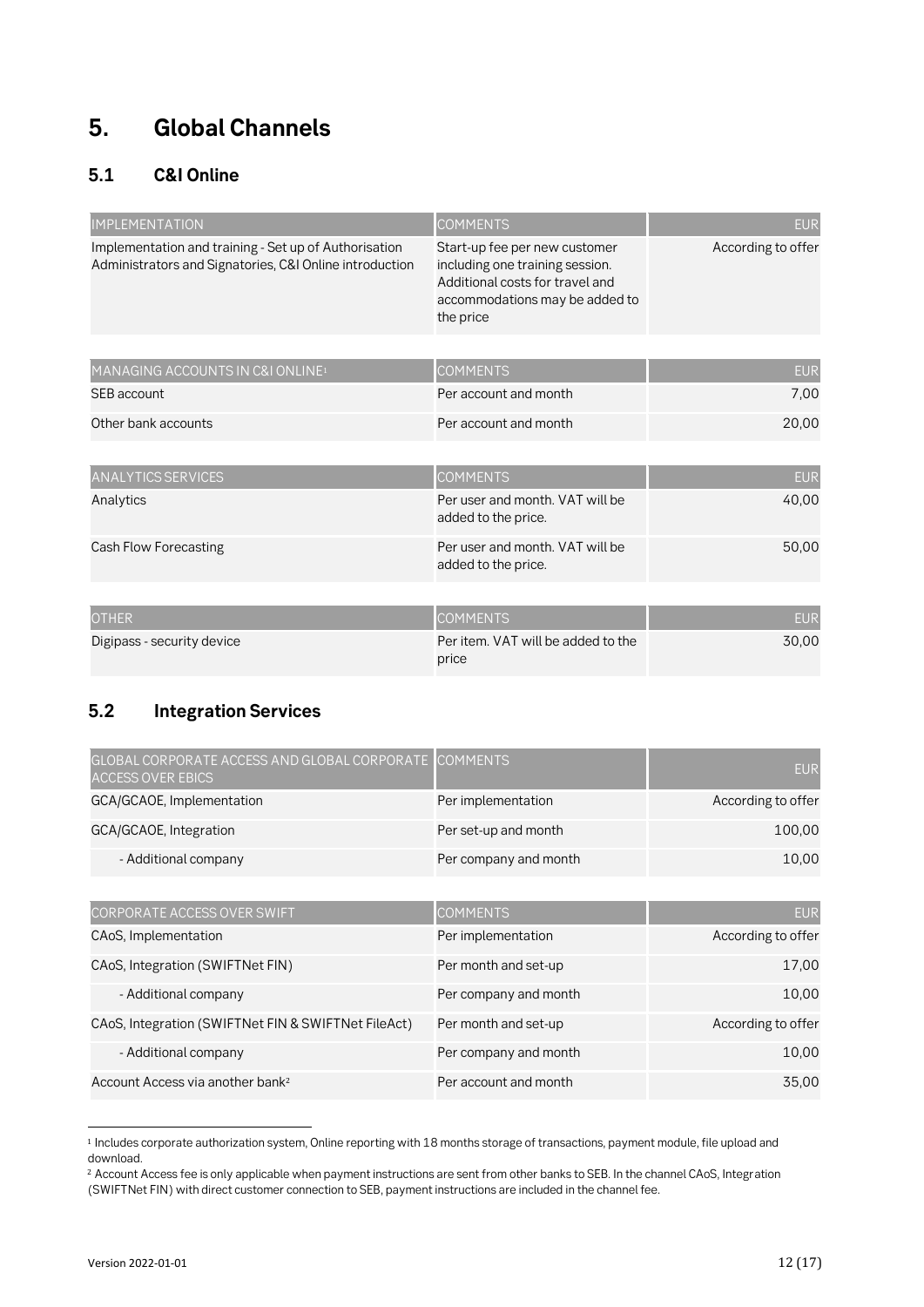# 5. Global Channels

## 5.1 C&I Online

| IMPLEMENTATION | COMMENTS | EUR |
|---|---|---|
| Implementation and training - Set up of Authorisation Administrators and Signatories, C&I Online introduction | Start-up fee per new customer including one training session. Additional costs for travel and accommodations may be added to the price | According to offer |

| MANAGING ACCOUNTS IN C&I ONLINE[1] | COMMENTS | EUR |
|---|---|---|
| SEB account | Per account and month | 7,00 |
| Other bank accounts | Per account and month | 20,00 |

| ANALYTICS SERVICES | COMMENTS | EUR |
|---|---|---|
| Analytics | Per user and month. VAT will be added to the price. | 40,00 |
| Cash Flow Forecasting | Per user and month. VAT will be added to the price. | 50,00 |

| OTHER | COMMENTS | EUR |
|---|---|---|
| Digipass - security device | Per item. VAT will be added to the price | 30,00 |

## 5.2 Integration Services

| GLOBAL CORPORATE ACCESS AND GLOBAL CORPORATE ACCESS OVER EBICS | COMMENTS | EUR |
|---|---|---|
| GCA/GCAOE, Implementation | Per implementation | According to offer |
| GCA/GCAOE, Integration | Per set-up and month | 100,00 |
| - Additional company | Per company and month | 10,00 |

| CORPORATE ACCESS OVER SWIFT | COMMENTS | EUR |
|---|---|---|
| CAoS, Implementation | Per implementation | According to offer |
| CAoS, Integration (SWIFTNet FIN) | Per month and set-up | 17,00 |
| - Additional company | Per company and month | 10,00 |
| CAoS, Integration (SWIFTNet FIN & SWIFTNet FileAct) | Per month and set-up | According to offer |
| - Additional company | Per company and month | 10,00 |
| Account Access via another bank[2] | Per account and month | 35,00 |

[1] Includes corporate authorization system, Online reporting with 18 months storage of transactions, payment module, file upload and download.

[2] Account Access fee is only applicable when payment instructions are sent from other banks to SEB. In the channel CAoS, Integration (SWIFTNet FIN) with direct customer connection to SEB, payment instructions are included in the channel fee.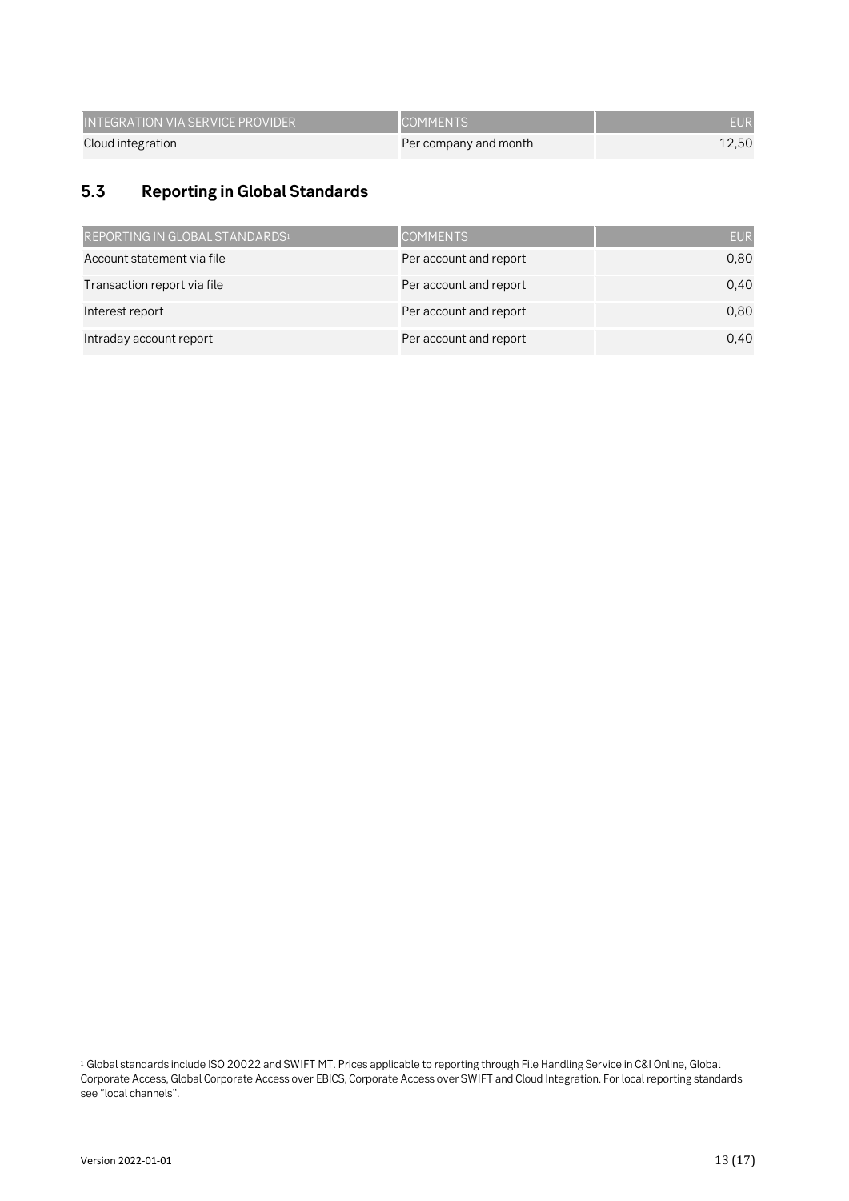| INTEGRATION VIA SERVICE PROVIDER | COMMENTS | EUR |
|---|---|---|
| Cloud integration | Per company and month | 12,50 |

## 5.3 Reporting in Global Standards

| REPORTING IN GLOBAL STANDARDS[1] | COMMENTS | EUR |
|---|---|---|
| Account statement via file | Per account and report | 0,80 |
| Transaction report via file | Per account and report | 0,40 |
| Interest report | Per account and report | 0,80 |
| Intraday account report | Per account and report | 0,40 |

[1] Global standards include ISO 20022 and SWIFT MT. Prices applicable to reporting through File Handling Service in C&I Online, Global Corporate Access, Global Corporate Access over EBICS, Corporate Access over SWIFT and Cloud Integration. For local reporting standards see "local channels".

Version 2022-01-01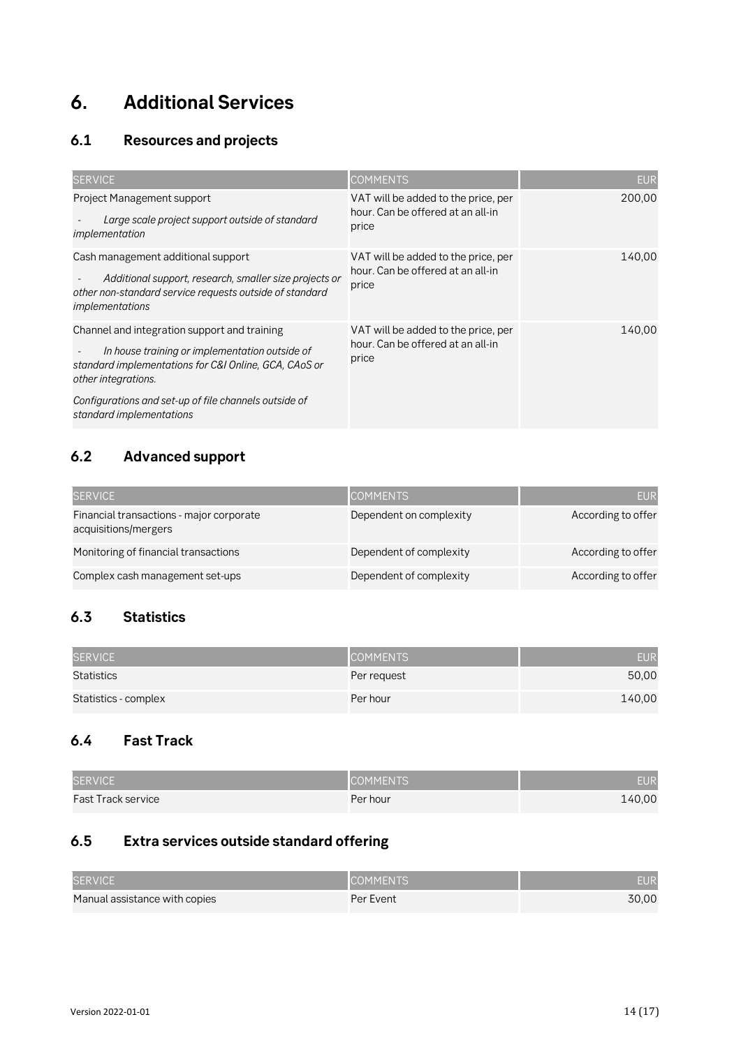# 6. Additional Services

## 6.1 Resources and projects

| SERVICE | COMMENTS | EUR |
|---|---|---|
| Project Management support<br>- *Large scale project support outside of standard implementation* | VAT will be added to the price, per hour. Can be offered at an all-in price | 200,00 |
| Cash management additional support<br>- *Additional support, research, smaller size projects or other non-standard service requests outside of standard implementations* | VAT will be added to the price, per hour. Can be offered at an all-in price | 140,00 |
| Channel and integration support and training<br>- *In house training or implementation outside of standard implementations for C&I Online, GCA, CAoS or other integrations.*<br>*Configurations and set-up of file channels outside of standard implementations* | VAT will be added to the price, per hour. Can be offered at an all-in price | 140,00 |

## 6.2 Advanced support

| SERVICE | COMMENTS | EUR |
|---|---|---|
| Financial transactions - major corporate acquisitions/mergers | Dependent on complexity | According to offer |
| Monitoring of financial transactions | Dependent of complexity | According to offer |
| Complex cash management set-ups | Dependent of complexity | According to offer |

## 6.3 Statistics

| SERVICE | COMMENTS | EUR |
|---|---|---|
| Statistics | Per request | 50,00 |
| Statistics - complex | Per hour | 140,00 |

## 6.4 Fast Track

| SERVICE | COMMENTS | EUR |
|---|---|---|
| Fast Track service | Per hour | 140,00 |

## 6.5 Extra services outside standard offering

| SERVICE | COMMENTS | EUR |
|---|---|---|
| Manual assistance with copies | Per Event | 30,00 |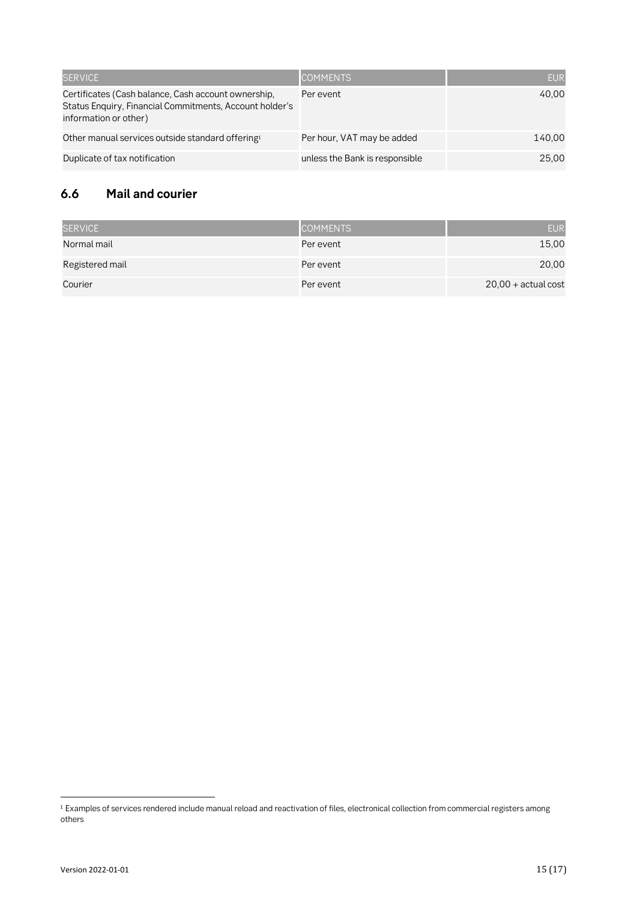| SERVICE | COMMENTS | EUR |
| --- | --- | --- |
| Certificates (Cash balance, Cash account ownership, Status Enquiry, Financial Commitments, Account holder's information or other) | Per event | 40,00 |
| Other manual services outside standard offering[1] | Per hour, VAT may be added | 140,00 |
| Duplicate of tax notification | unless the Bank is responsible | 25,00 |

## 6.6 Mail and courier

| SERVICE | COMMENTS | EUR |
| --- | --- | --- |
| Normal mail | Per event | 15,00 |
| Registered mail | Per event | 20,00 |
| Courier | Per event | 20,00 + actual cost |

[1] Examples of services rendered include manual reload and reactivation of files, electronical collection from commercial registers among others

Version 2022-01-01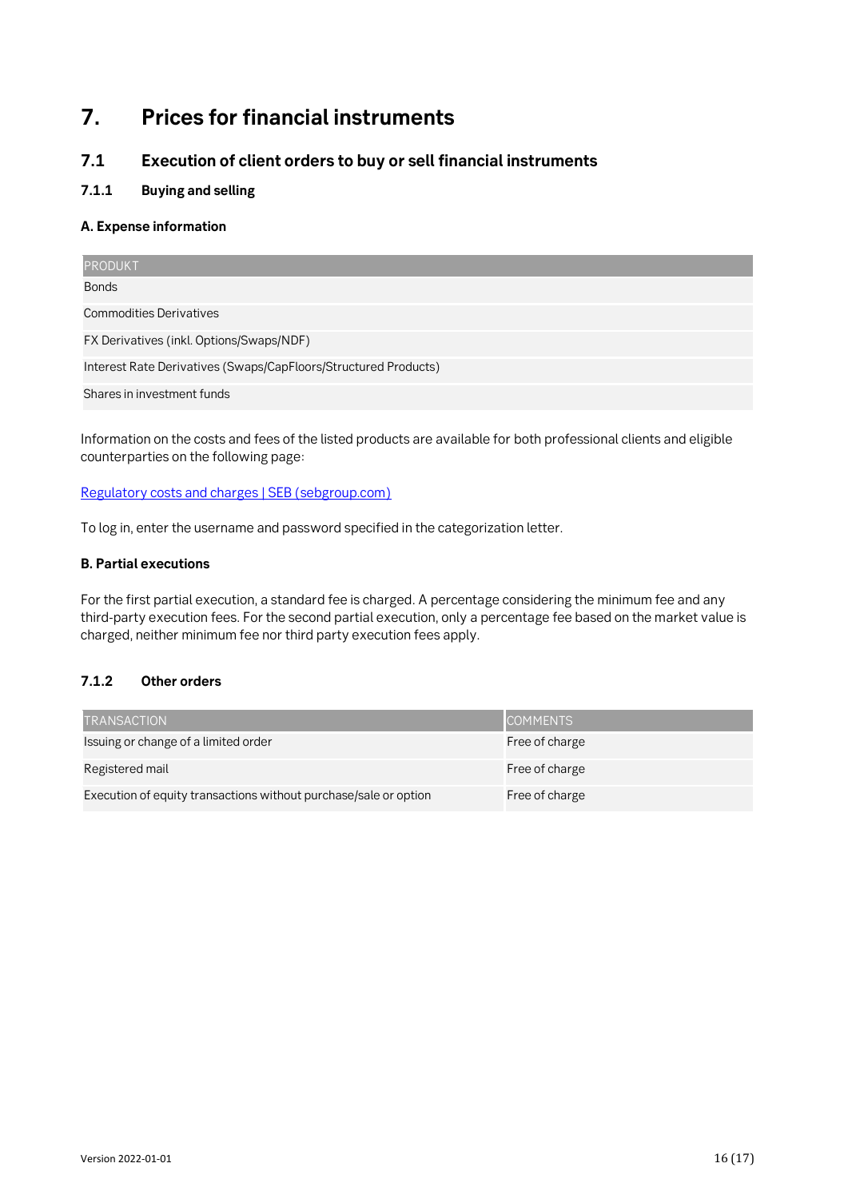# 7. Prices for financial instruments

## 7.1 Execution of client orders to buy or sell financial instruments

### 7.1.1 Buying and selling

#### A. Expense information

| PRODUKT |
|---|
| Bonds |
| Commodities Derivatives |
| FX Derivatives (inkl. Options/Swaps/NDF) |
| Interest Rate Derivatives (Swaps/CapFloors/Structured Products) |
| Shares in investment funds |

Information on the costs and fees of the listed products are available for both professional clients and eligible counterparties on the following page:

[Regulatory costs and charges | SEB (sebgroup.com)]

To log in, enter the username and password specified in the categorization letter.

#### B. Partial executions

For the first partial execution, a standard fee is charged. A percentage considering the minimum fee and any third-party execution fees. For the second partial execution, only a percentage fee based on the market value is charged, neither minimum fee nor third party execution fees apply.

### 7.1.2 Other orders

| TRANSACTION | COMMENTS |
|---|---|
| Issuing or change of a limited order | Free of charge |
| Registered mail | Free of charge |
| Execution of equity transactions without purchase/sale or option | Free of charge |

Version 2022-01-01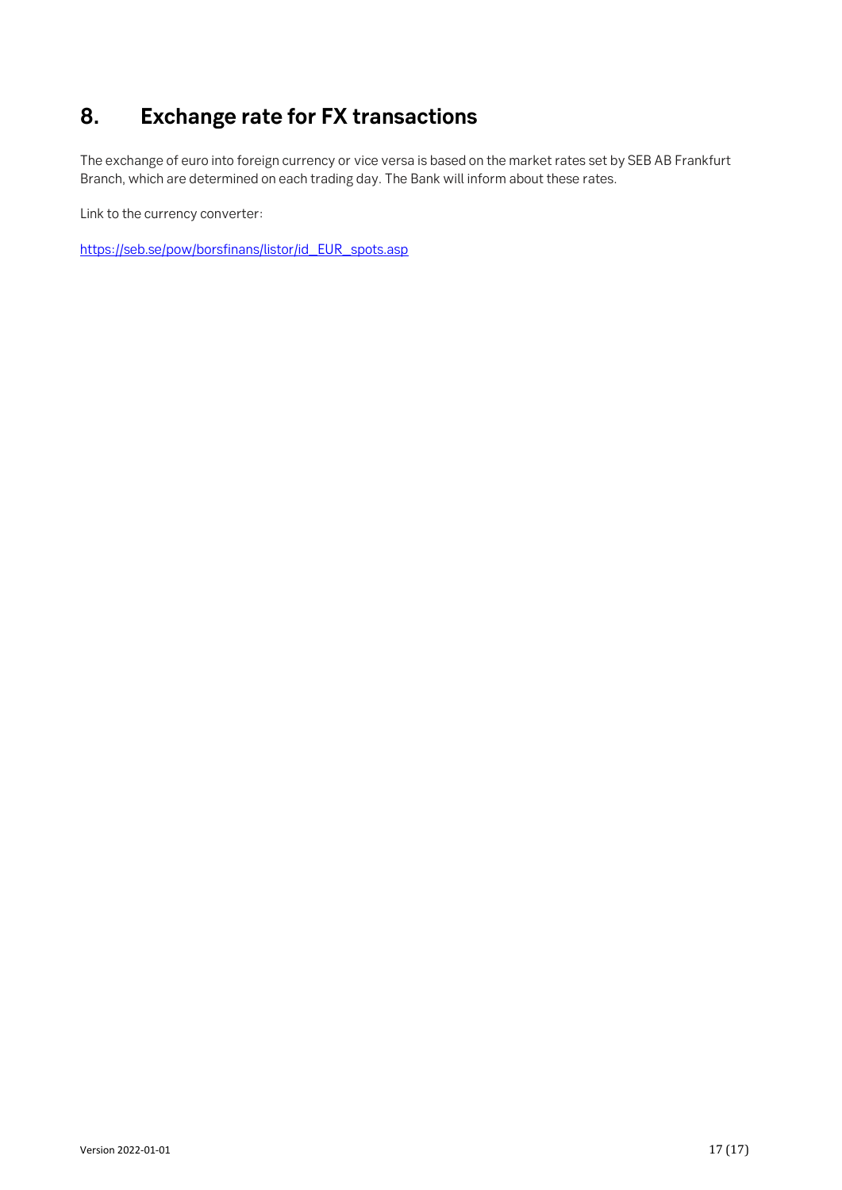## 8. Exchange rate for FX transactions

The exchange of euro into foreign currency or vice versa is based on the market rates set by SEB AB Frankfurt Branch, which are determined on each trading day. The Bank will inform about these rates.

Link to the currency converter:

https://seb.se/pow/borsfinans/listor/id_EUR_spots.asp